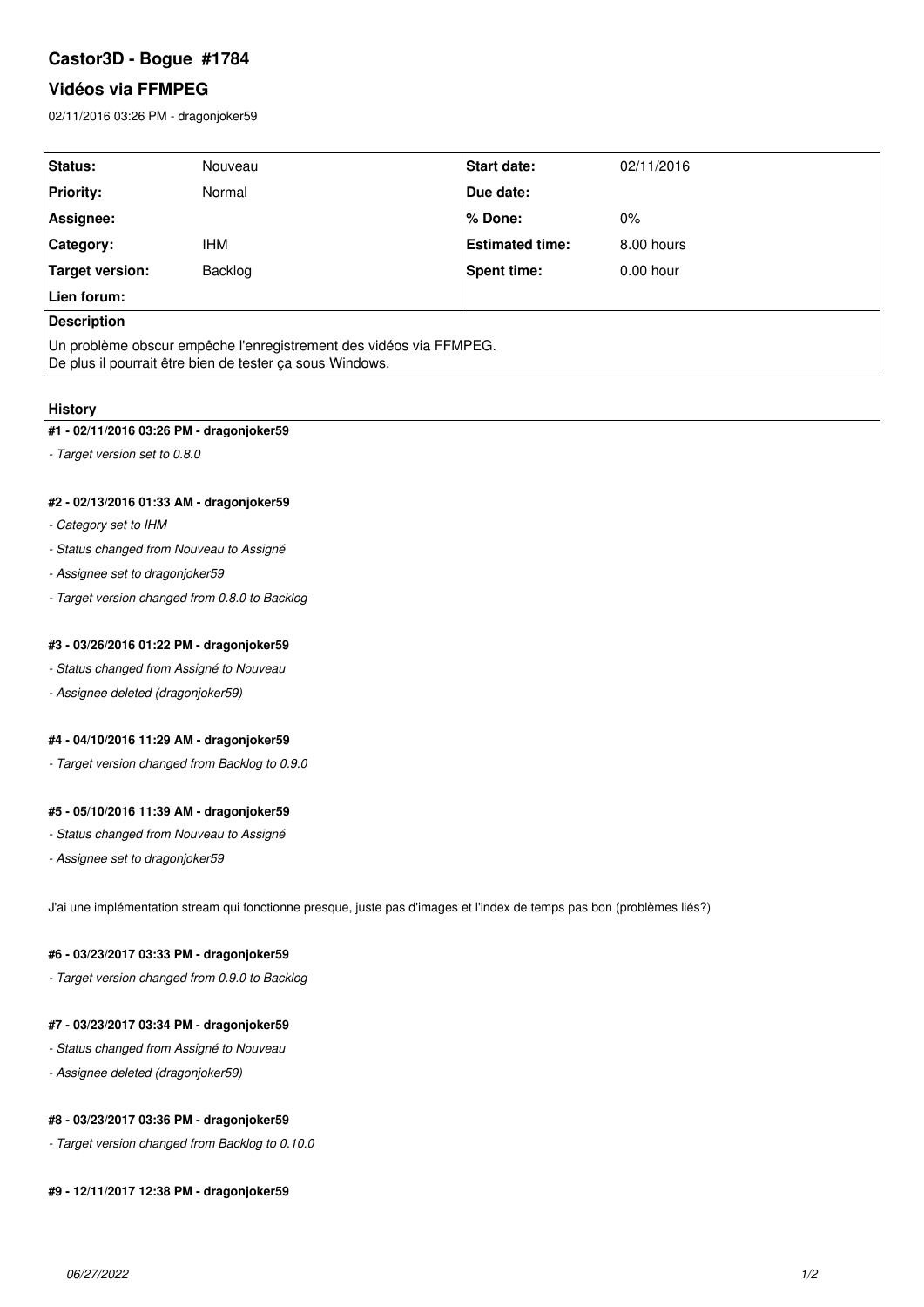# Castor3D - Bogue #1784

## Vidéos via FFMPEG

02/11/2016 03:26 PM - dragonjoker59

| Status: | Nouveau | Start date: | 02/11/2016 |
| --- | --- | --- | --- |
| Priority: | Normal | Due date: | |
| Assignee: | | % Done: | 0% |
| Category: | IHM | Estimated time: | 8.00 hours |
| Target version: | Backlog | Spent time: | 0.00 hour |
| Lien forum: | | | |

**Description**

Un problème obscur empêche l'enregistrement des vidéos via FFMPEG.
De plus il pourrait être bien de tester ça sous Windows.

### History

#### #1 - 02/11/2016 03:26 PM - dragonjoker59

*- Target version set to 0.8.0*

#### #2 - 02/13/2016 01:33 AM - dragonjoker59

*- Category set to IHM*

*- Status changed from Nouveau to Assigné*

*- Assignee set to dragonjoker59*

*- Target version changed from 0.8.0 to Backlog*

#### #3 - 03/26/2016 01:22 PM - dragonjoker59

*- Status changed from Assigné to Nouveau*

*- Assignee deleted (dragonjoker59)*

#### #4 - 04/10/2016 11:29 AM - dragonjoker59

*- Target version changed from Backlog to 0.9.0*

#### #5 - 05/10/2016 11:39 AM - dragonjoker59

*- Status changed from Nouveau to Assigné*

*- Assignee set to dragonjoker59*

J'ai une implémentation stream qui fonctionne presque, juste pas d'images et l'index de temps pas bon (problèmes liés?)

#### #6 - 03/23/2017 03:33 PM - dragonjoker59

*- Target version changed from 0.9.0 to Backlog*

#### #7 - 03/23/2017 03:34 PM - dragonjoker59

*- Status changed from Assigné to Nouveau*

*- Assignee deleted (dragonjoker59)*

#### #8 - 03/23/2017 03:36 PM - dragonjoker59

*- Target version changed from Backlog to 0.10.0*

#### #9 - 12/11/2017 12:38 PM - dragonjoker59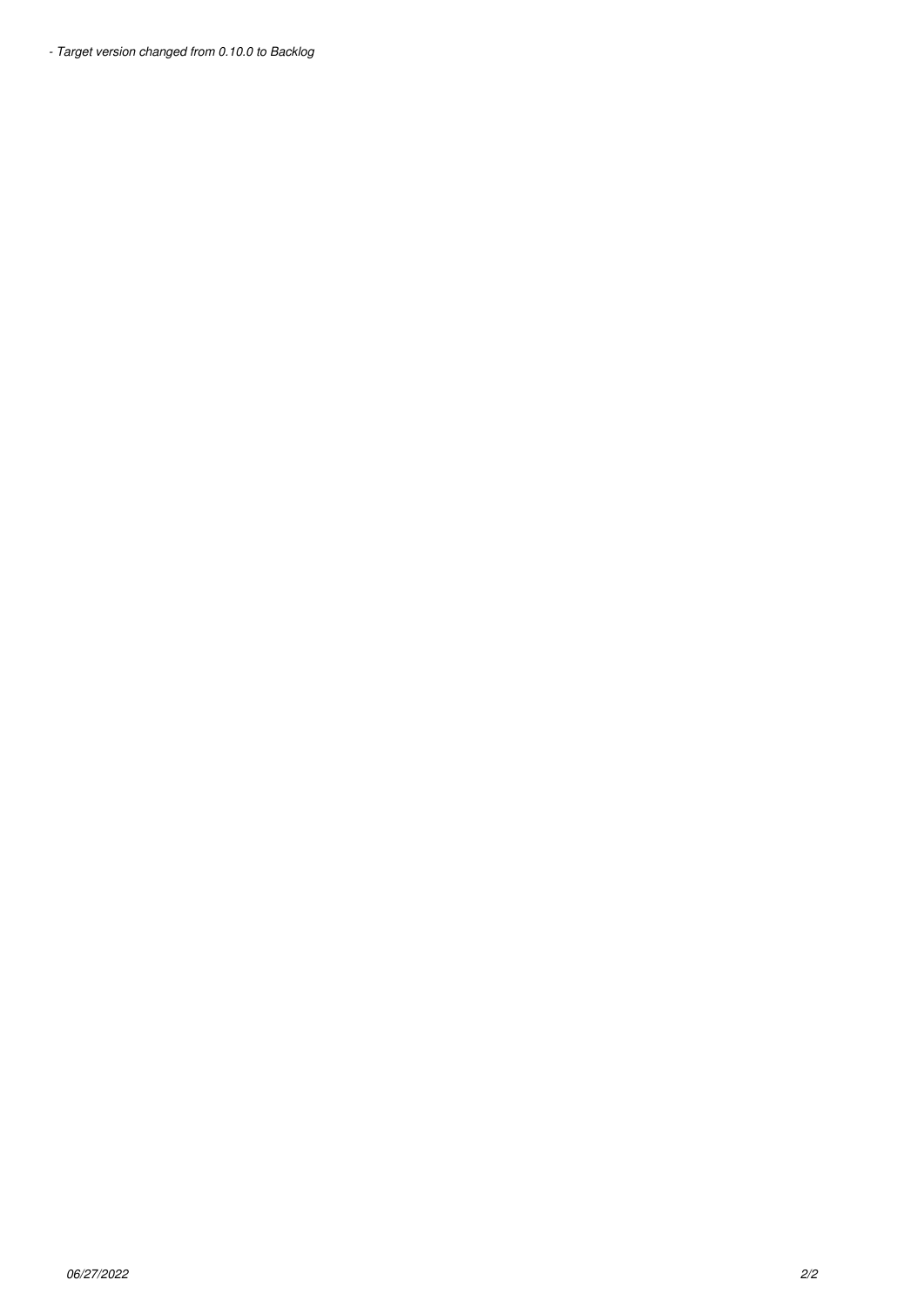- *Target version changed from 0.10.0 to Backlog*